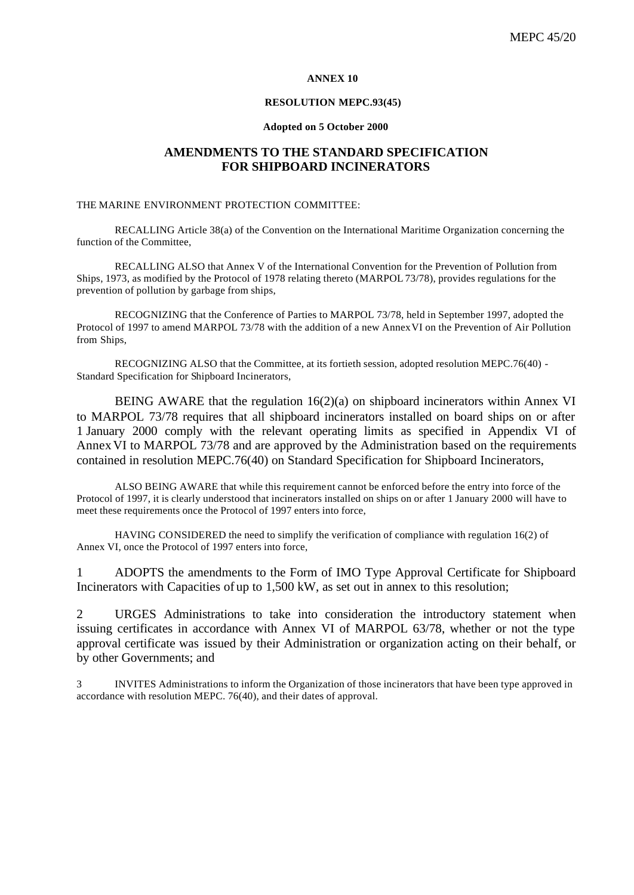**ANNEX 10**

**RESOLUTION MEPC.93(45)**

**Adopted on 5 October 2000**

# AMENDMENTS TO THE STANDARD SPECIFICATION FOR SHIPBOARD INCINERATORS

THE MARINE ENVIRONMENT PROTECTION COMMITTEE:

RECALLING Article 38(a) of the Convention on the International Maritime Organization concerning the function of the Committee,

RECALLING ALSO that Annex V of the International Convention for the Prevention of Pollution from Ships, 1973, as modified by the Protocol of 1978 relating thereto (MARPOL 73/78), provides regulations for the prevention of pollution by garbage from ships,

RECOGNIZING that the Conference of Parties to MARPOL 73/78, held in September 1997, adopted the Protocol of 1997 to amend MARPOL 73/78 with the addition of a new Annex VI on the Prevention of Air Pollution from Ships,

RECOGNIZING ALSO that the Committee, at its fortieth session, adopted resolution MEPC.76(40) - Standard Specification for Shipboard Incinerators,

BEING AWARE that the regulation 16(2)(a) on shipboard incinerators within Annex VI to MARPOL 73/78 requires that all shipboard incinerators installed on board ships on or after 1 January 2000 comply with the relevant operating limits as specified in Appendix VI of Annex VI to MARPOL 73/78 and are approved by the Administration based on the requirements contained in resolution MEPC.76(40) on Standard Specification for Shipboard Incinerators,

ALSO BEING AWARE that while this requirement cannot be enforced before the entry into force of the Protocol of 1997, it is clearly understood that incinerators installed on ships on or after 1 January 2000 will have to meet these requirements once the Protocol of 1997 enters into force,

HAVING CONSIDERED the need to simplify the verification of compliance with regulation 16(2) of Annex VI, once the Protocol of 1997 enters into force,

1 ADOPTS the amendments to the Form of IMO Type Approval Certificate for Shipboard Incinerators with Capacities of up to 1,500 kW, as set out in annex to this resolution;

2 URGES Administrations to take into consideration the introductory statement when issuing certificates in accordance with Annex VI of MARPOL 63/78, whether or not the type approval certificate was issued by their Administration or organization acting on their behalf, or by other Governments; and

3 INVITES Administrations to inform the Organization of those incinerators that have been type approved in accordance with resolution MEPC. 76(40), and their dates of approval.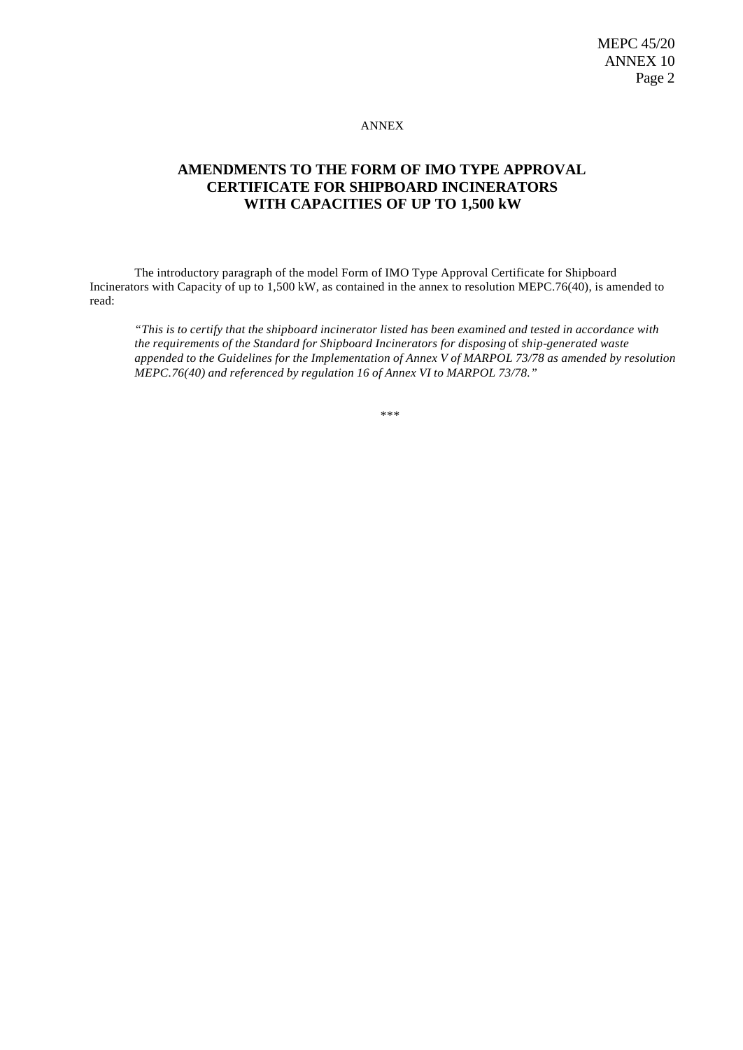ANNEX

## AMENDMENTS TO THE FORM OF IMO TYPE APPROVAL CERTIFICATE FOR SHIPBOARD INCINERATORS WITH CAPACITIES OF UP TO 1,500 kW

The introductory paragraph of the model Form of IMO Type Approval Certificate for Shipboard Incinerators with Capacity of up to 1,500 kW, as contained in the annex to resolution MEPC.76(40), is amended to read:

> *"This is to certify that the shipboard incinerator listed has been examined and tested in accordance with the requirements of the Standard for Shipboard Incinerators for disposing* of *ship-generated waste appended to the Guidelines for the Implementation of Annex V of MARPOL 73/78 as amended by resolution MEPC.76(40) and referenced by regulation 16 of Annex VI to MARPOL 73/78."*

\*\*\*